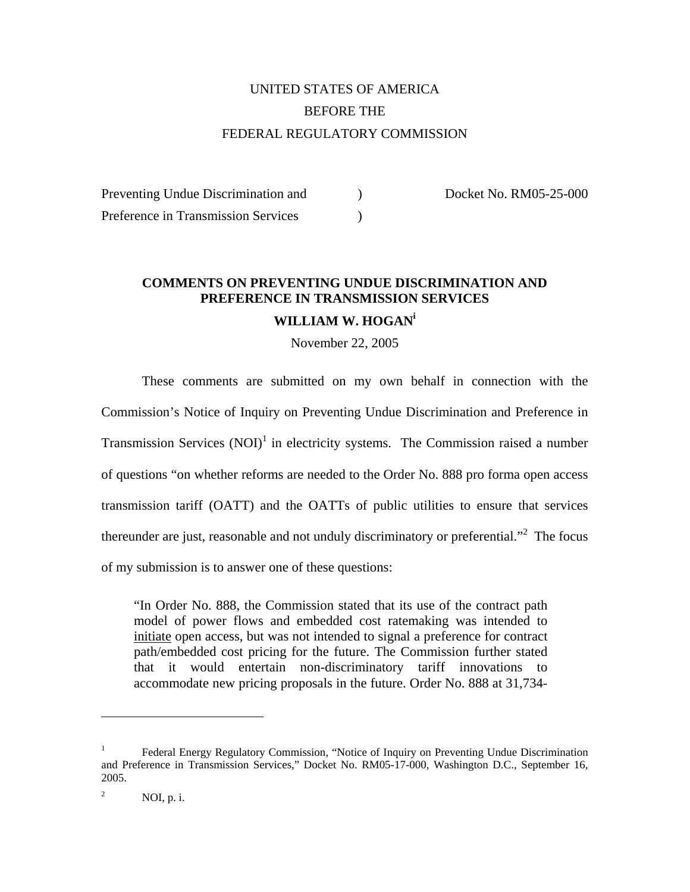UNITED STATES OF AMERICA

BEFORE THE

FEDERAL REGULATORY COMMISSION

| | | |
|---|---|---|
| Preventing Undue Discrimination and | ) | Docket No. RM05-25-000 |
| Preference in Transmission Services | ) | |

**COMMENTS ON PREVENTING UNDUE DISCRIMINATION AND PREFERENCE IN TRANSMISSION SERVICES**

**WILLIAM W. HOGAN**[i]

November 22, 2005

These comments are submitted on my own behalf in connection with the Commission's Notice of Inquiry on Preventing Undue Discrimination and Preference in Transmission Services (NOI)[1] in electricity systems. The Commission raised a number of questions "on whether reforms are needed to the Order No. 888 pro forma open access transmission tariff (OATT) and the OATTs of public utilities to ensure that services thereunder are just, reasonable and not unduly discriminatory or preferential."[2] The focus of my submission is to answer one of these questions:

> "In Order No. 888, the Commission stated that its use of the contract path model of power flows and embedded cost ratemaking was intended to <u>initiate</u> open access, but was not intended to signal a preference for contract path/embedded cost pricing for the future. The Commission further stated that it would entertain non-discriminatory tariff innovations to accommodate new pricing proposals in the future. Order No. 888 at 31,734-

---

[1] Federal Energy Regulatory Commission, "Notice of Inquiry on Preventing Undue Discrimination and Preference in Transmission Services," Docket No. RM05-17-000, Washington D.C., September 16, 2005.

[2] NOI, p. i.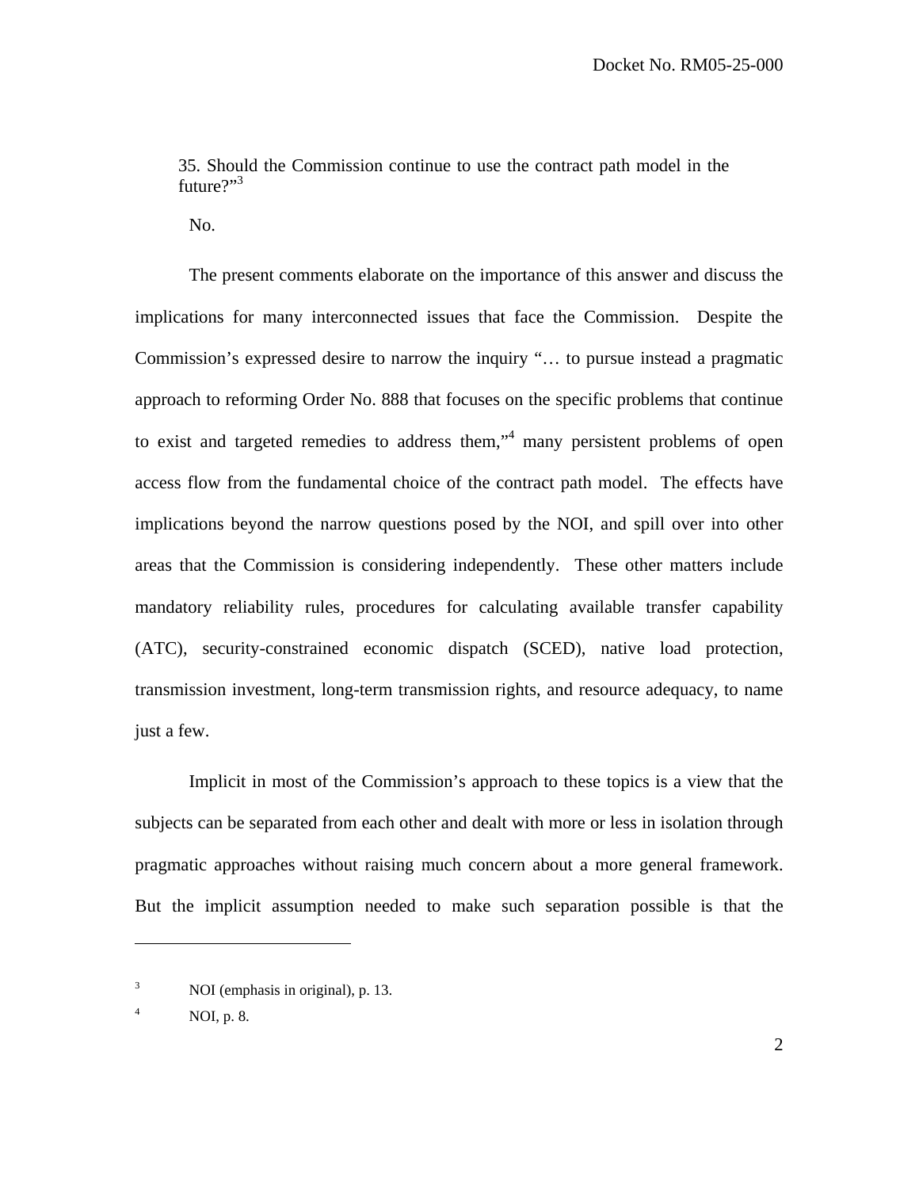35. Should the Commission continue to use the contract path model in the future?"[3]

No.

The present comments elaborate on the importance of this answer and discuss the implications for many interconnected issues that face the Commission. Despite the Commission's expressed desire to narrow the inquiry "… to pursue instead a pragmatic approach to reforming Order No. 888 that focuses on the specific problems that continue to exist and targeted remedies to address them,"[4] many persistent problems of open access flow from the fundamental choice of the contract path model. The effects have implications beyond the narrow questions posed by the NOI, and spill over into other areas that the Commission is considering independently. These other matters include mandatory reliability rules, procedures for calculating available transfer capability (ATC), security-constrained economic dispatch (SCED), native load protection, transmission investment, long-term transmission rights, and resource adequacy, to name just a few.

Implicit in most of the Commission's approach to these topics is a view that the subjects can be separated from each other and dealt with more or less in isolation through pragmatic approaches without raising much concern about a more general framework. But the implicit assumption needed to make such separation possible is that the

---

[3] NOI (emphasis in original), p. 13.

[4] NOI, p. 8.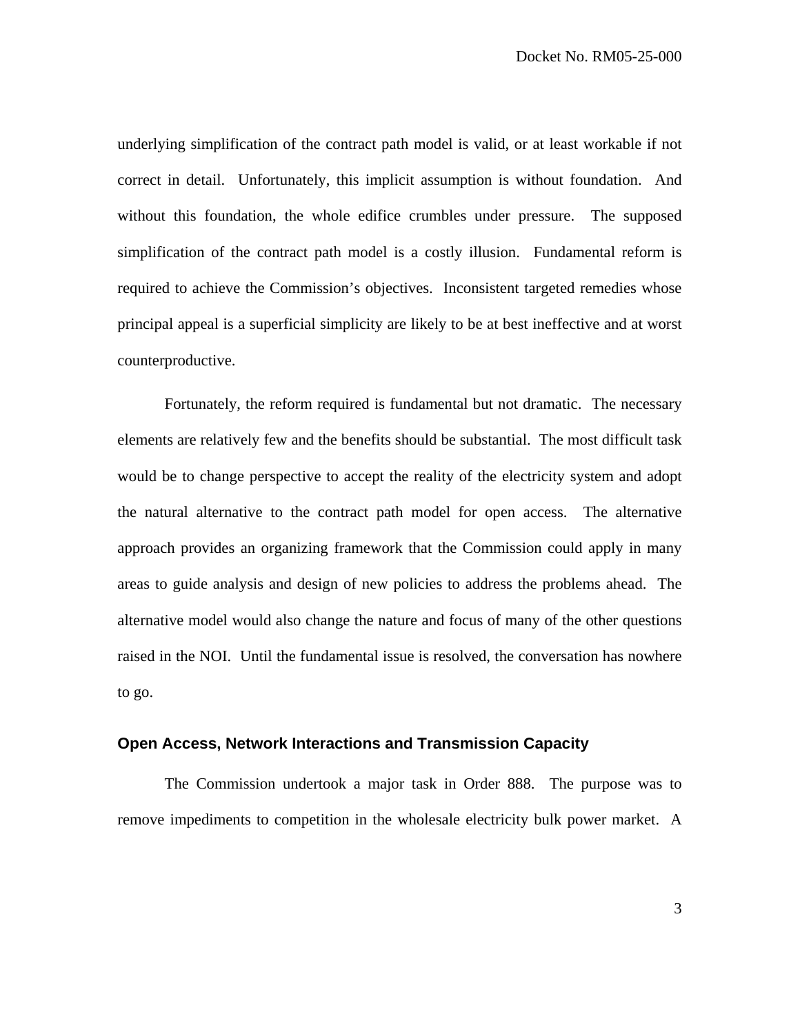underlying simplification of the contract path model is valid, or at least workable if not correct in detail. Unfortunately, this implicit assumption is without foundation. And without this foundation, the whole edifice crumbles under pressure. The supposed simplification of the contract path model is a costly illusion. Fundamental reform is required to achieve the Commission's objectives. Inconsistent targeted remedies whose principal appeal is a superficial simplicity are likely to be at best ineffective and at worst counterproductive.

Fortunately, the reform required is fundamental but not dramatic. The necessary elements are relatively few and the benefits should be substantial. The most difficult task would be to change perspective to accept the reality of the electricity system and adopt the natural alternative to the contract path model for open access. The alternative approach provides an organizing framework that the Commission could apply in many areas to guide analysis and design of new policies to address the problems ahead. The alternative model would also change the nature and focus of many of the other questions raised in the NOI. Until the fundamental issue is resolved, the conversation has nowhere to go.

## Open Access, Network Interactions and Transmission Capacity

The Commission undertook a major task in Order 888. The purpose was to remove impediments to competition in the wholesale electricity bulk power market. A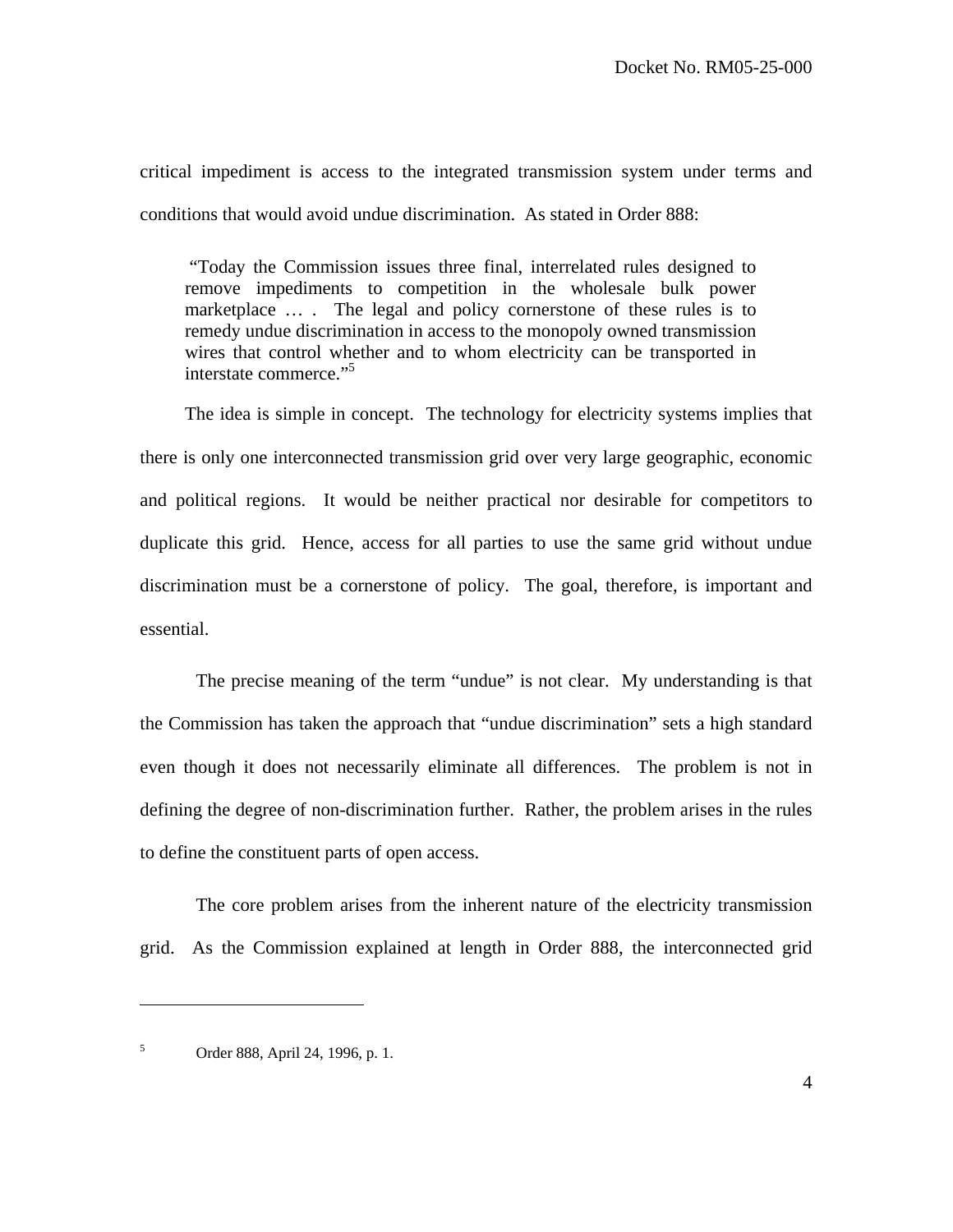critical impediment is access to the integrated transmission system under terms and conditions that would avoid undue discrimination. As stated in Order 888:

> "Today the Commission issues three final, interrelated rules designed to remove impediments to competition in the wholesale bulk power marketplace … . The legal and policy cornerstone of these rules is to remedy undue discrimination in access to the monopoly owned transmission wires that control whether and to whom electricity can be transported in interstate commerce."[5]

The idea is simple in concept. The technology for electricity systems implies that there is only one interconnected transmission grid over very large geographic, economic and political regions. It would be neither practical nor desirable for competitors to duplicate this grid. Hence, access for all parties to use the same grid without undue discrimination must be a cornerstone of policy. The goal, therefore, is important and essential.

The precise meaning of the term "undue" is not clear. My understanding is that the Commission has taken the approach that "undue discrimination" sets a high standard even though it does not necessarily eliminate all differences. The problem is not in defining the degree of non-discrimination further. Rather, the problem arises in the rules to define the constituent parts of open access.

The core problem arises from the inherent nature of the electricity transmission grid. As the Commission explained at length in Order 888, the interconnected grid

---

[5] Order 888, April 24, 1996, p. 1.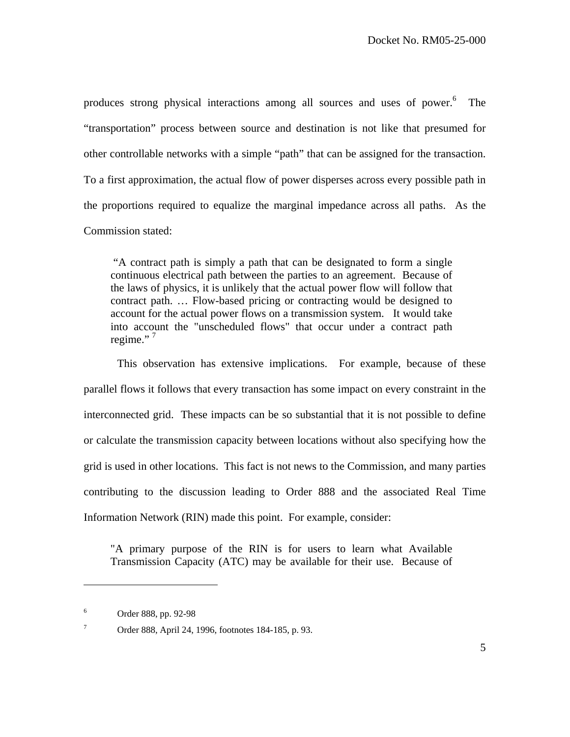produces strong physical interactions among all sources and uses of power.[6] The "transportation" process between source and destination is not like that presumed for other controllable networks with a simple "path" that can be assigned for the transaction. To a first approximation, the actual flow of power disperses across every possible path in the proportions required to equalize the marginal impedance across all paths. As the Commission stated:

> "A contract path is simply a path that can be designated to form a single continuous electrical path between the parties to an agreement. Because of the laws of physics, it is unlikely that the actual power flow will follow that contract path. … Flow-based pricing or contracting would be designed to account for the actual power flows on a transmission system. It would take into account the "unscheduled flows" that occur under a contract path regime." [7]

This observation has extensive implications. For example, because of these parallel flows it follows that every transaction has some impact on every constraint in the interconnected grid. These impacts can be so substantial that it is not possible to define or calculate the transmission capacity between locations without also specifying how the grid is used in other locations. This fact is not news to the Commission, and many parties contributing to the discussion leading to Order 888 and the associated Real Time Information Network (RIN) made this point. For example, consider:

> "A primary purpose of the RIN is for users to learn what Available Transmission Capacity (ATC) may be available for their use. Because of

---

[6] Order 888, pp. 92-98

[7] Order 888, April 24, 1996, footnotes 184-185, p. 93.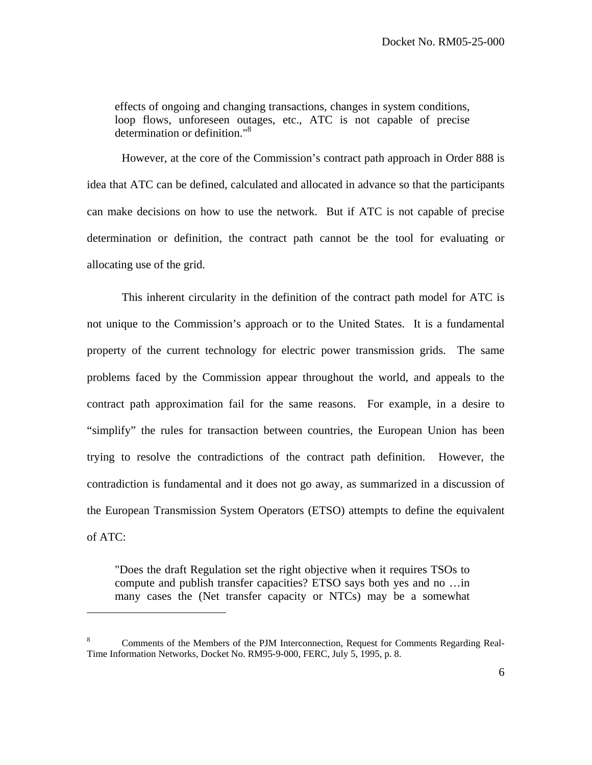> effects of ongoing and changing transactions, changes in system conditions, loop flows, unforeseen outages, etc., ATC is not capable of precise determination or definition."[8]

However, at the core of the Commission's contract path approach in Order 888 is idea that ATC can be defined, calculated and allocated in advance so that the participants can make decisions on how to use the network. But if ATC is not capable of precise determination or definition, the contract path cannot be the tool for evaluating or allocating use of the grid.

This inherent circularity in the definition of the contract path model for ATC is not unique to the Commission's approach or to the United States. It is a fundamental property of the current technology for electric power transmission grids. The same problems faced by the Commission appear throughout the world, and appeals to the contract path approximation fail for the same reasons. For example, in a desire to "simplify" the rules for transaction between countries, the European Union has been trying to resolve the contradictions of the contract path definition. However, the contradiction is fundamental and it does not go away, as summarized in a discussion of the European Transmission System Operators (ETSO) attempts to define the equivalent of ATC:

> "Does the draft Regulation set the right objective when it requires TSOs to compute and publish transfer capacities? ETSO says both yes and no …in many cases the (Net transfer capacity or NTCs) may be a somewhat

---

[8] Comments of the Members of the PJM Interconnection, Request for Comments Regarding Real-Time Information Networks, Docket No. RM95-9-000, FERC, July 5, 1995, p. 8.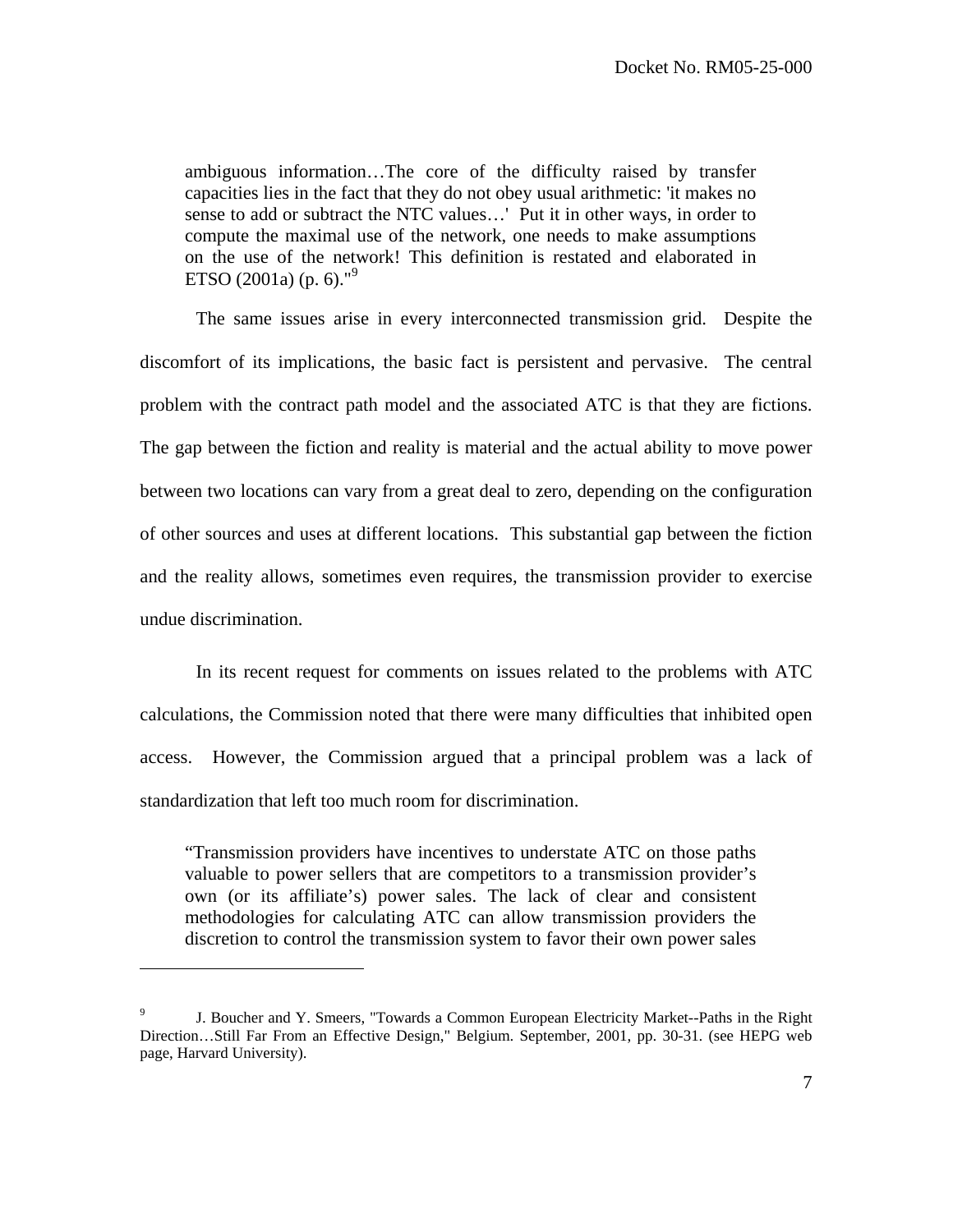> ambiguous information…The core of the difficulty raised by transfer capacities lies in the fact that they do not obey usual arithmetic: 'it makes no sense to add or subtract the NTC values…' Put it in other ways, in order to compute the maximal use of the network, one needs to make assumptions on the use of the network! This definition is restated and elaborated in ETSO (2001a) (p. 6)."[9]

The same issues arise in every interconnected transmission grid. Despite the discomfort of its implications, the basic fact is persistent and pervasive. The central problem with the contract path model and the associated ATC is that they are fictions. The gap between the fiction and reality is material and the actual ability to move power between two locations can vary from a great deal to zero, depending on the configuration of other sources and uses at different locations. This substantial gap between the fiction and the reality allows, sometimes even requires, the transmission provider to exercise undue discrimination.

In its recent request for comments on issues related to the problems with ATC calculations, the Commission noted that there were many difficulties that inhibited open access. However, the Commission argued that a principal problem was a lack of standardization that left too much room for discrimination.

> "Transmission providers have incentives to understate ATC on those paths valuable to power sellers that are competitors to a transmission provider's own (or its affiliate's) power sales. The lack of clear and consistent methodologies for calculating ATC can allow transmission providers the discretion to control the transmission system to favor their own power sales

---

[9] J. Boucher and Y. Smeers, "Towards a Common European Electricity Market--Paths in the Right Direction…Still Far From an Effective Design," Belgium. September, 2001, pp. 30-31. (see HEPG web page, Harvard University).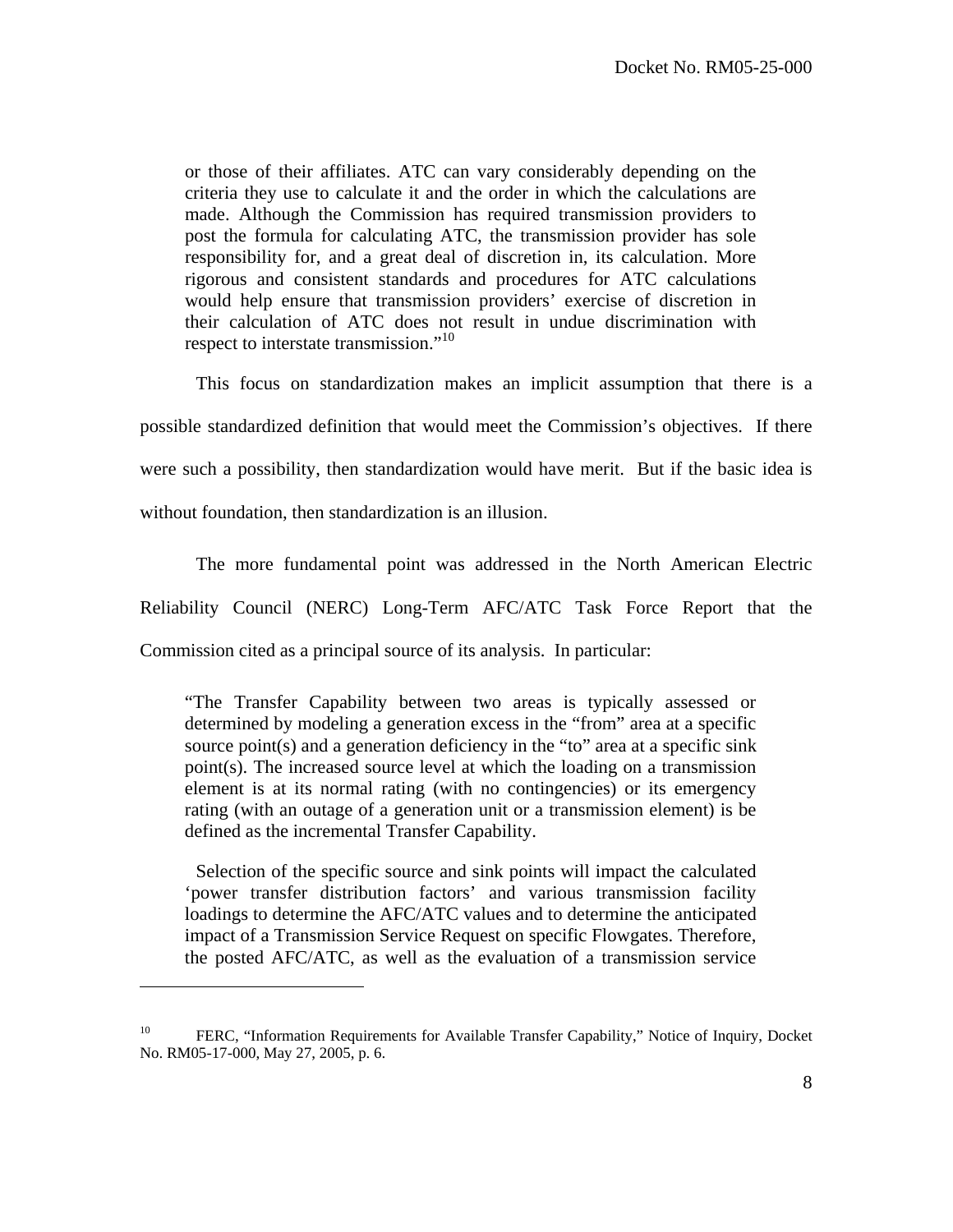> or those of their affiliates. ATC can vary considerably depending on the criteria they use to calculate it and the order in which the calculations are made. Although the Commission has required transmission providers to post the formula for calculating ATC, the transmission provider has sole responsibility for, and a great deal of discretion in, its calculation. More rigorous and consistent standards and procedures for ATC calculations would help ensure that transmission providers' exercise of discretion in their calculation of ATC does not result in undue discrimination with respect to interstate transmission."[10]

This focus on standardization makes an implicit assumption that there is a possible standardized definition that would meet the Commission's objectives. If there were such a possibility, then standardization would have merit. But if the basic idea is without foundation, then standardization is an illusion.

The more fundamental point was addressed in the North American Electric Reliability Council (NERC) Long-Term AFC/ATC Task Force Report that the Commission cited as a principal source of its analysis. In particular:

> "The Transfer Capability between two areas is typically assessed or determined by modeling a generation excess in the "from" area at a specific source point(s) and a generation deficiency in the "to" area at a specific sink point(s). The increased source level at which the loading on a transmission element is at its normal rating (with no contingencies) or its emergency rating (with an outage of a generation unit or a transmission element) is be defined as the incremental Transfer Capability.
>
> Selection of the specific source and sink points will impact the calculated 'power transfer distribution factors' and various transmission facility loadings to determine the AFC/ATC values and to determine the anticipated impact of a Transmission Service Request on specific Flowgates. Therefore, the posted AFC/ATC, as well as the evaluation of a transmission service

[10] FERC, "Information Requirements for Available Transfer Capability," Notice of Inquiry, Docket No. RM05-17-000, May 27, 2005, p. 6.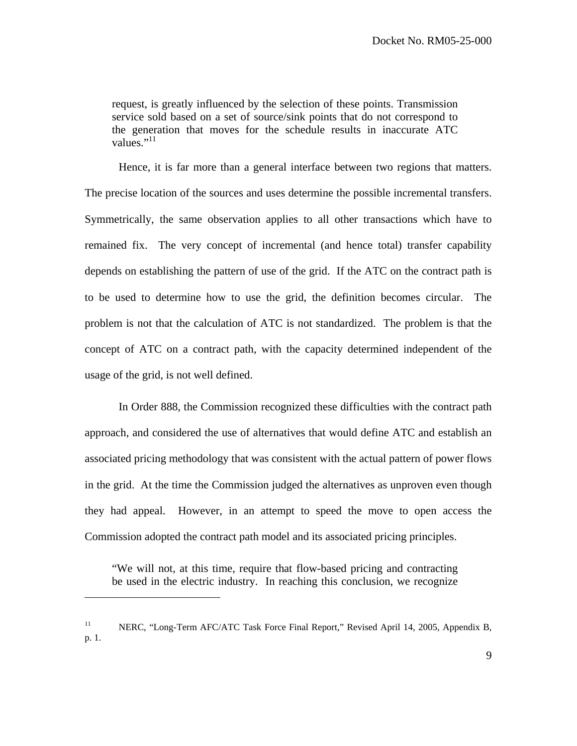> request, is greatly influenced by the selection of these points. Transmission service sold based on a set of source/sink points that do not correspond to the generation that moves for the schedule results in inaccurate ATC values."[11]

Hence, it is far more than a general interface between two regions that matters. The precise location of the sources and uses determine the possible incremental transfers. Symmetrically, the same observation applies to all other transactions which have to remained fix. The very concept of incremental (and hence total) transfer capability depends on establishing the pattern of use of the grid. If the ATC on the contract path is to be used to determine how to use the grid, the definition becomes circular. The problem is not that the calculation of ATC is not standardized. The problem is that the concept of ATC on a contract path, with the capacity determined independent of the usage of the grid, is not well defined.

In Order 888, the Commission recognized these difficulties with the contract path approach, and considered the use of alternatives that would define ATC and establish an associated pricing methodology that was consistent with the actual pattern of power flows in the grid. At the time the Commission judged the alternatives as unproven even though they had appeal. However, in an attempt to speed the move to open access the Commission adopted the contract path model and its associated pricing principles.

> "We will not, at this time, require that flow-based pricing and contracting be used in the electric industry. In reaching this conclusion, we recognize

---

[11] NERC, "Long-Term AFC/ATC Task Force Final Report," Revised April 14, 2005, Appendix B, p. 1.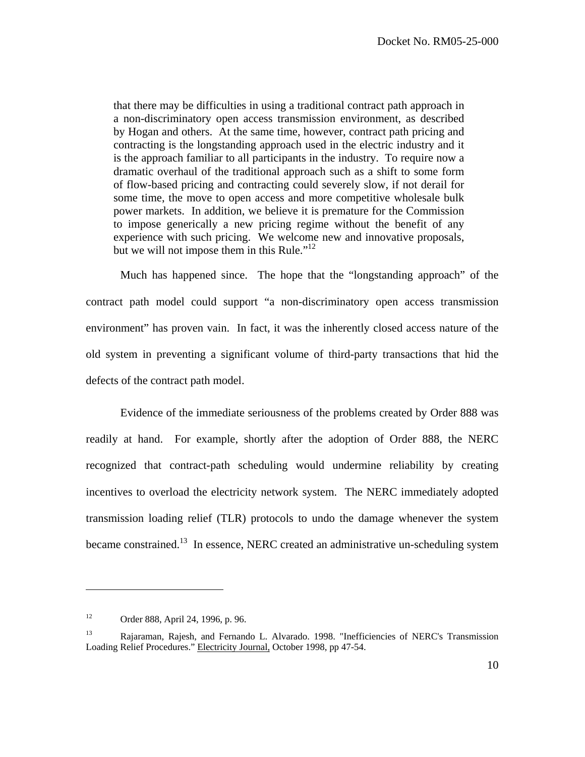> that there may be difficulties in using a traditional contract path approach in a non-discriminatory open access transmission environment, as described by Hogan and others. At the same time, however, contract path pricing and contracting is the longstanding approach used in the electric industry and it is the approach familiar to all participants in the industry. To require now a dramatic overhaul of the traditional approach such as a shift to some form of flow-based pricing and contracting could severely slow, if not derail for some time, the move to open access and more competitive wholesale bulk power markets. In addition, we believe it is premature for the Commission to impose generically a new pricing regime without the benefit of any experience with such pricing. We welcome new and innovative proposals, but we will not impose them in this Rule."[12]

Much has happened since. The hope that the "longstanding approach" of the contract path model could support "a non-discriminatory open access transmission environment" has proven vain. In fact, it was the inherently closed access nature of the old system in preventing a significant volume of third-party transactions that hid the defects of the contract path model.

Evidence of the immediate seriousness of the problems created by Order 888 was readily at hand. For example, shortly after the adoption of Order 888, the NERC recognized that contract-path scheduling would undermine reliability by creating incentives to overload the electricity network system. The NERC immediately adopted transmission loading relief (TLR) protocols to undo the damage whenever the system became constrained.[13] In essence, NERC created an administrative un-scheduling system

---

[12] Order 888, April 24, 1996, p. 96.

[13] Rajaraman, Rajesh, and Fernando L. Alvarado. 1998. "Inefficiencies of NERC's Transmission Loading Relief Procedures." Electricity Journal, October 1998, pp 47-54.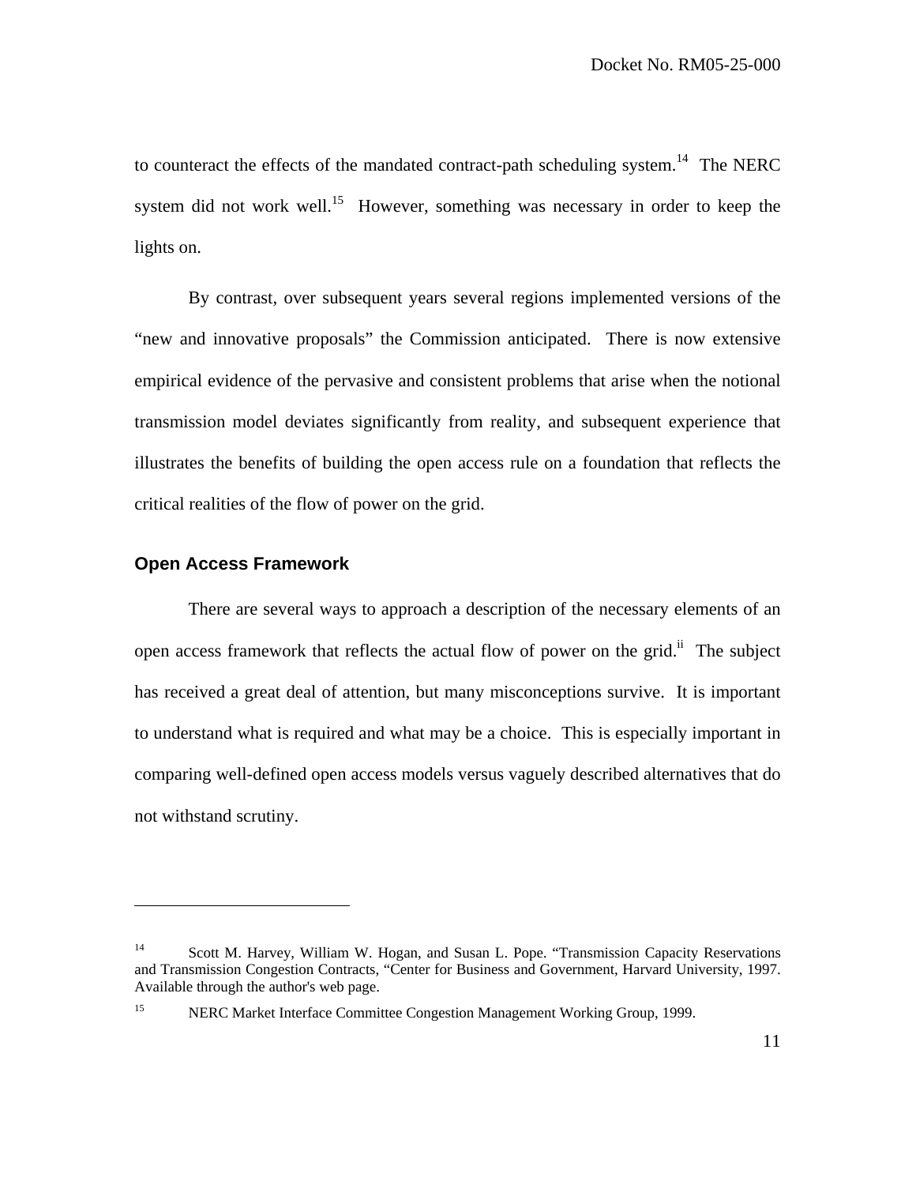to counteract the effects of the mandated contract-path scheduling system.[14] The NERC system did not work well.[15] However, something was necessary in order to keep the lights on.

By contrast, over subsequent years several regions implemented versions of the "new and innovative proposals" the Commission anticipated. There is now extensive empirical evidence of the pervasive and consistent problems that arise when the notional transmission model deviates significantly from reality, and subsequent experience that illustrates the benefits of building the open access rule on a foundation that reflects the critical realities of the flow of power on the grid.

## Open Access Framework

There are several ways to approach a description of the necessary elements of an open access framework that reflects the actual flow of power on the grid.[ii] The subject has received a great deal of attention, but many misconceptions survive. It is important to understand what is required and what may be a choice. This is especially important in comparing well-defined open access models versus vaguely described alternatives that do not withstand scrutiny.

---

[14] Scott M. Harvey, William W. Hogan, and Susan L. Pope. "Transmission Capacity Reservations and Transmission Congestion Contracts, "Center for Business and Government, Harvard University, 1997. Available through the author's web page.

[15] NERC Market Interface Committee Congestion Management Working Group, 1999.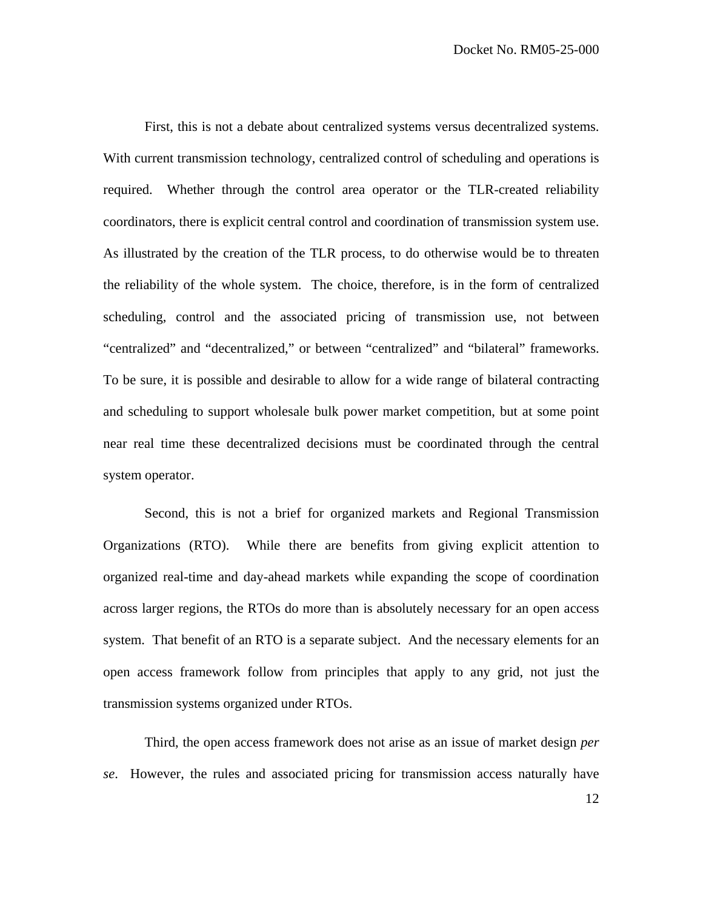First, this is not a debate about centralized systems versus decentralized systems. With current transmission technology, centralized control of scheduling and operations is required. Whether through the control area operator or the TLR-created reliability coordinators, there is explicit central control and coordination of transmission system use. As illustrated by the creation of the TLR process, to do otherwise would be to threaten the reliability of the whole system. The choice, therefore, is in the form of centralized scheduling, control and the associated pricing of transmission use, not between "centralized" and "decentralized," or between "centralized" and "bilateral" frameworks. To be sure, it is possible and desirable to allow for a wide range of bilateral contracting and scheduling to support wholesale bulk power market competition, but at some point near real time these decentralized decisions must be coordinated through the central system operator.

Second, this is not a brief for organized markets and Regional Transmission Organizations (RTO). While there are benefits from giving explicit attention to organized real-time and day-ahead markets while expanding the scope of coordination across larger regions, the RTOs do more than is absolutely necessary for an open access system. That benefit of an RTO is a separate subject. And the necessary elements for an open access framework follow from principles that apply to any grid, not just the transmission systems organized under RTOs.

Third, the open access framework does not arise as an issue of market design *per se*. However, the rules and associated pricing for transmission access naturally have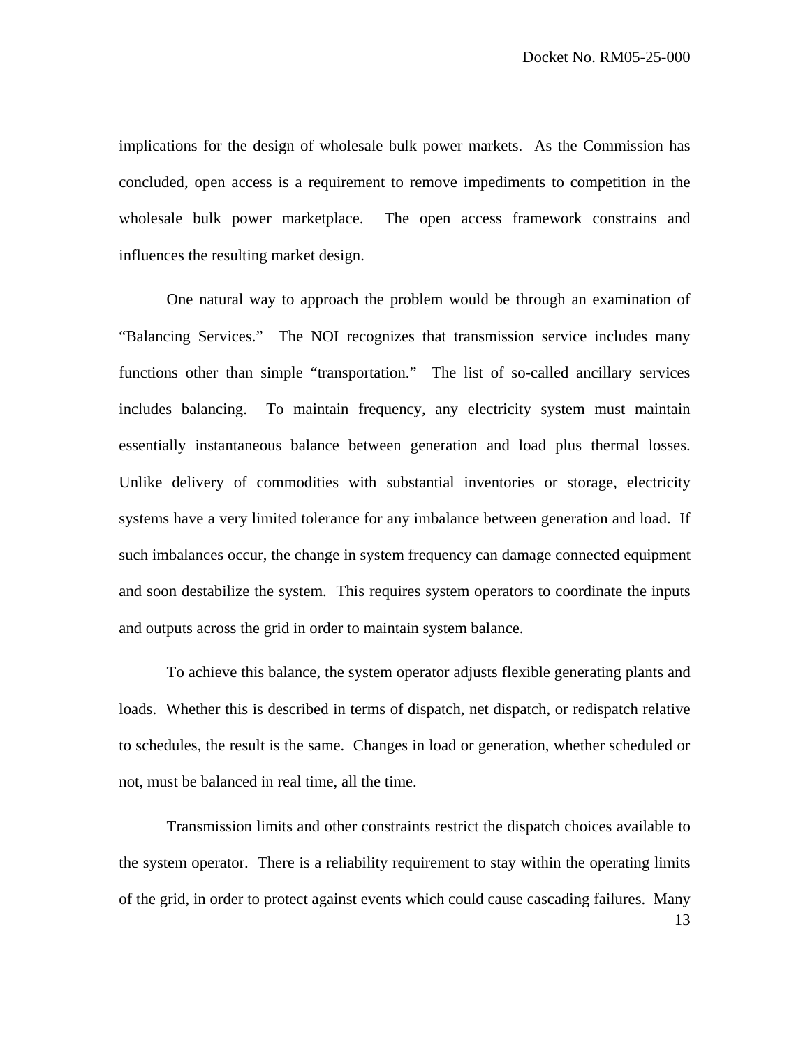implications for the design of wholesale bulk power markets. As the Commission has concluded, open access is a requirement to remove impediments to competition in the wholesale bulk power marketplace. The open access framework constrains and influences the resulting market design.

One natural way to approach the problem would be through an examination of "Balancing Services." The NOI recognizes that transmission service includes many functions other than simple "transportation." The list of so-called ancillary services includes balancing. To maintain frequency, any electricity system must maintain essentially instantaneous balance between generation and load plus thermal losses. Unlike delivery of commodities with substantial inventories or storage, electricity systems have a very limited tolerance for any imbalance between generation and load. If such imbalances occur, the change in system frequency can damage connected equipment and soon destabilize the system. This requires system operators to coordinate the inputs and outputs across the grid in order to maintain system balance.

To achieve this balance, the system operator adjusts flexible generating plants and loads. Whether this is described in terms of dispatch, net dispatch, or redispatch relative to schedules, the result is the same. Changes in load or generation, whether scheduled or not, must be balanced in real time, all the time.

Transmission limits and other constraints restrict the dispatch choices available to the system operator. There is a reliability requirement to stay within the operating limits of the grid, in order to protect against events which could cause cascading failures. Many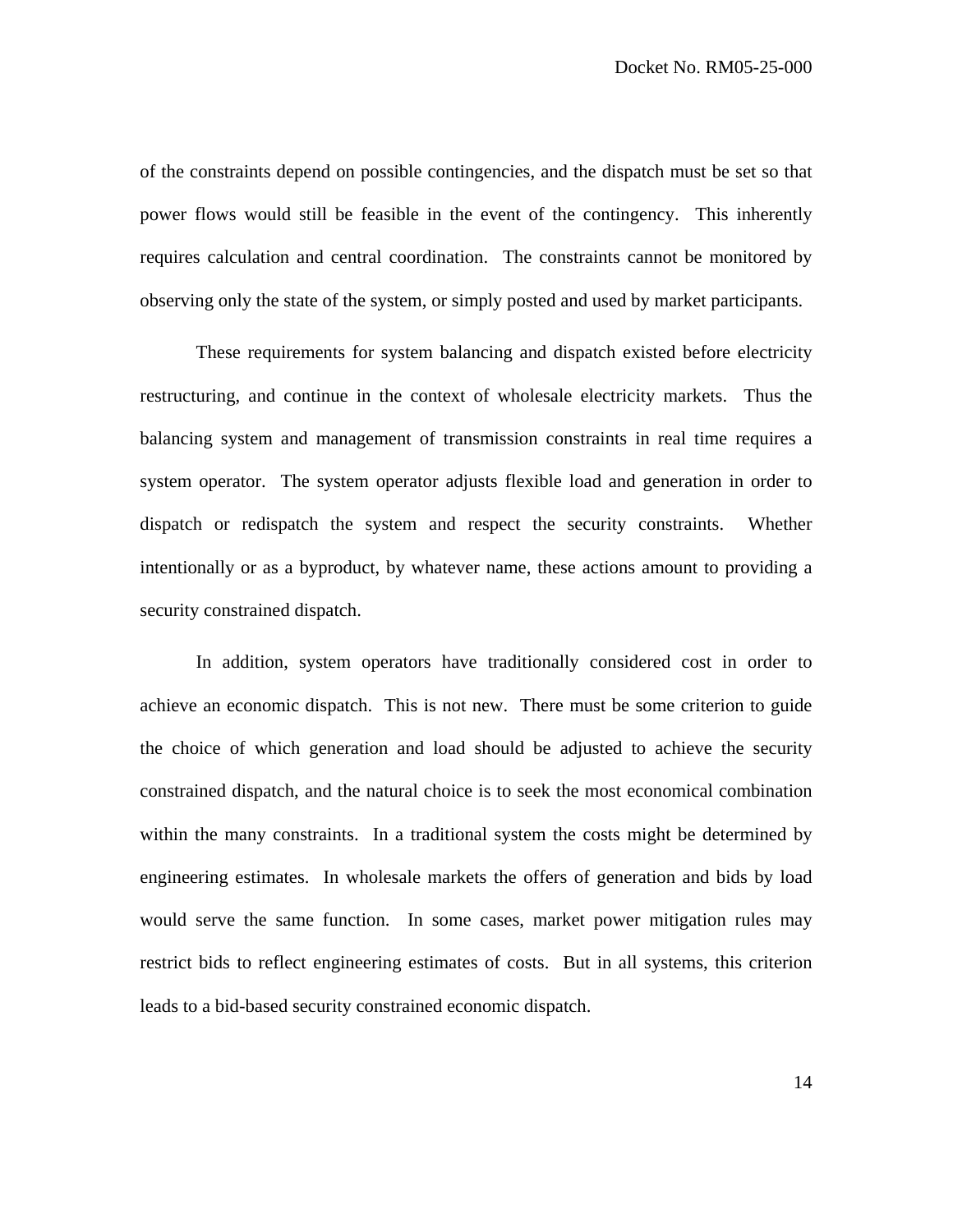of the constraints depend on possible contingencies, and the dispatch must be set so that power flows would still be feasible in the event of the contingency. This inherently requires calculation and central coordination. The constraints cannot be monitored by observing only the state of the system, or simply posted and used by market participants.

These requirements for system balancing and dispatch existed before electricity restructuring, and continue in the context of wholesale electricity markets. Thus the balancing system and management of transmission constraints in real time requires a system operator. The system operator adjusts flexible load and generation in order to dispatch or redispatch the system and respect the security constraints. Whether intentionally or as a byproduct, by whatever name, these actions amount to providing a security constrained dispatch.

In addition, system operators have traditionally considered cost in order to achieve an economic dispatch. This is not new. There must be some criterion to guide the choice of which generation and load should be adjusted to achieve the security constrained dispatch, and the natural choice is to seek the most economical combination within the many constraints. In a traditional system the costs might be determined by engineering estimates. In wholesale markets the offers of generation and bids by load would serve the same function. In some cases, market power mitigation rules may restrict bids to reflect engineering estimates of costs. But in all systems, this criterion leads to a bid-based security constrained economic dispatch.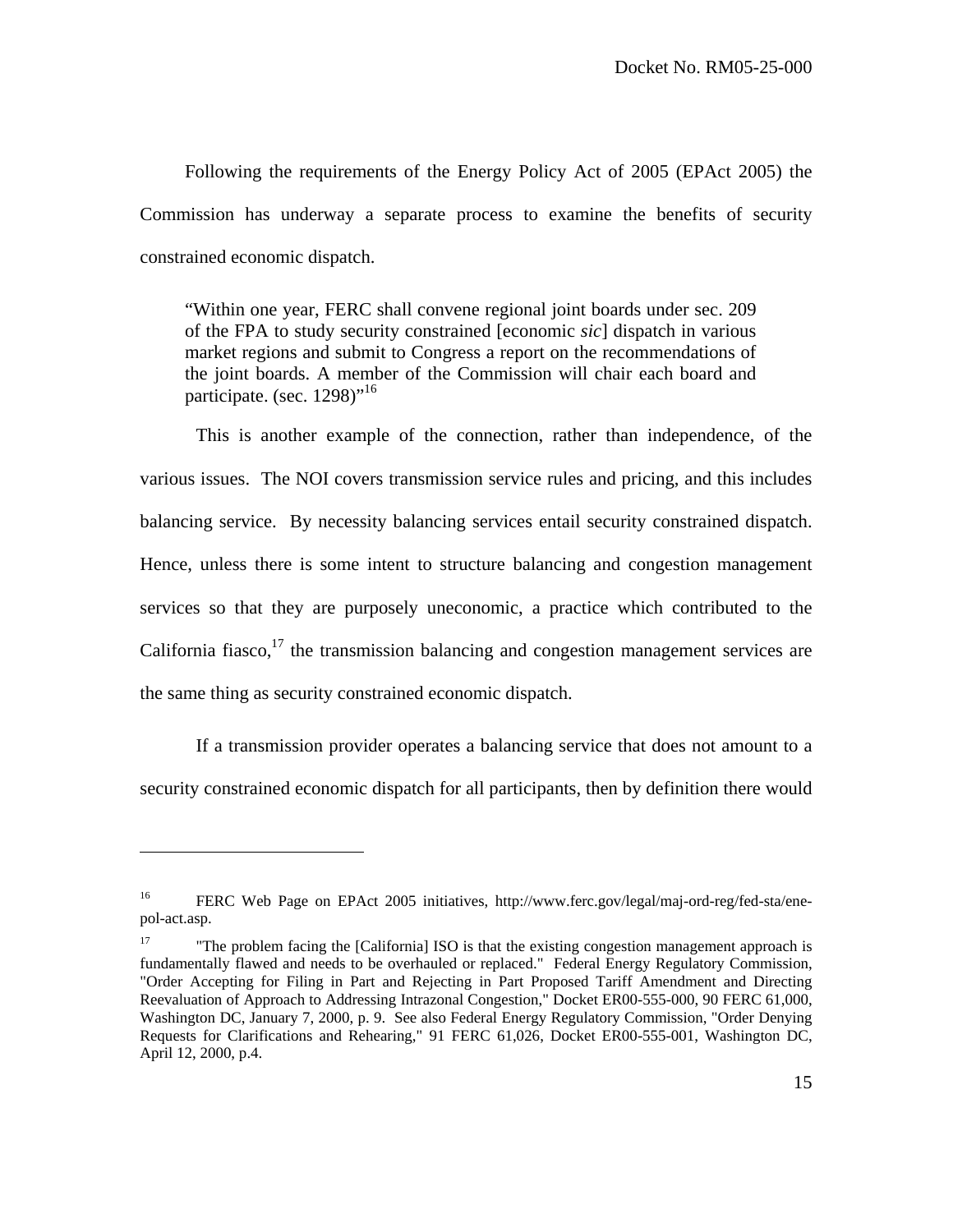Following the requirements of the Energy Policy Act of 2005 (EPAct 2005) the Commission has underway a separate process to examine the benefits of security constrained economic dispatch.

> "Within one year, FERC shall convene regional joint boards under sec. 209 of the FPA to study security constrained [economic *sic*] dispatch in various market regions and submit to Congress a report on the recommendations of the joint boards. A member of the Commission will chair each board and participate. (sec. 1298)"[16]

This is another example of the connection, rather than independence, of the various issues. The NOI covers transmission service rules and pricing, and this includes balancing service. By necessity balancing services entail security constrained dispatch. Hence, unless there is some intent to structure balancing and congestion management services so that they are purposely uneconomic, a practice which contributed to the California fiasco,[17] the transmission balancing and congestion management services are the same thing as security constrained economic dispatch.

If a transmission provider operates a balancing service that does not amount to a security constrained economic dispatch for all participants, then by definition there would

---

[16] FERC Web Page on EPAct 2005 initiatives, http://www.ferc.gov/legal/maj-ord-reg/fed-sta/ene-pol-act.asp.

[17] "The problem facing the [California] ISO is that the existing congestion management approach is fundamentally flawed and needs to be overhauled or replaced." Federal Energy Regulatory Commission, "Order Accepting for Filing in Part and Rejecting in Part Proposed Tariff Amendment and Directing Reevaluation of Approach to Addressing Intrazonal Congestion," Docket ER00-555-000, 90 FERC 61,000, Washington DC, January 7, 2000, p. 9. See also Federal Energy Regulatory Commission, "Order Denying Requests for Clarifications and Rehearing," 91 FERC 61,026, Docket ER00-555-001, Washington DC, April 12, 2000, p.4.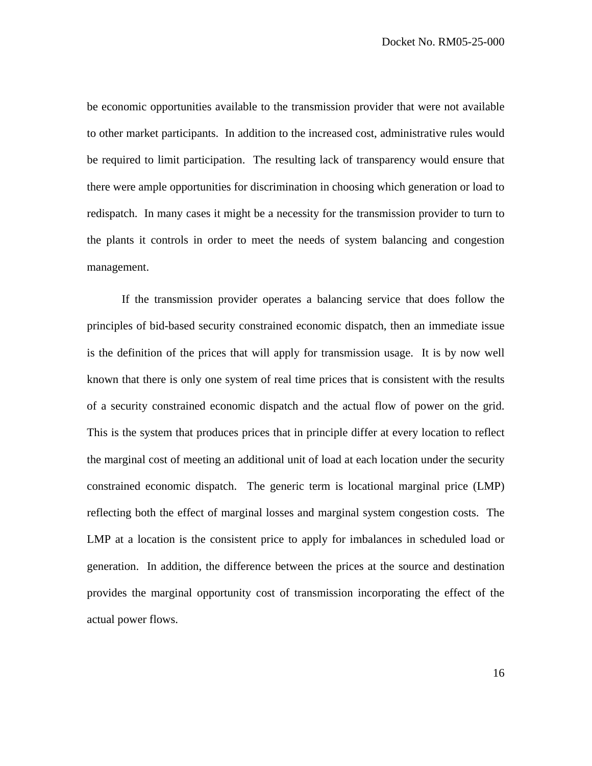be economic opportunities available to the transmission provider that were not available to other market participants. In addition to the increased cost, administrative rules would be required to limit participation. The resulting lack of transparency would ensure that there were ample opportunities for discrimination in choosing which generation or load to redispatch. In many cases it might be a necessity for the transmission provider to turn to the plants it controls in order to meet the needs of system balancing and congestion management.

If the transmission provider operates a balancing service that does follow the principles of bid-based security constrained economic dispatch, then an immediate issue is the definition of the prices that will apply for transmission usage. It is by now well known that there is only one system of real time prices that is consistent with the results of a security constrained economic dispatch and the actual flow of power on the grid. This is the system that produces prices that in principle differ at every location to reflect the marginal cost of meeting an additional unit of load at each location under the security constrained economic dispatch. The generic term is locational marginal price (LMP) reflecting both the effect of marginal losses and marginal system congestion costs. The LMP at a location is the consistent price to apply for imbalances in scheduled load or generation. In addition, the difference between the prices at the source and destination provides the marginal opportunity cost of transmission incorporating the effect of the actual power flows.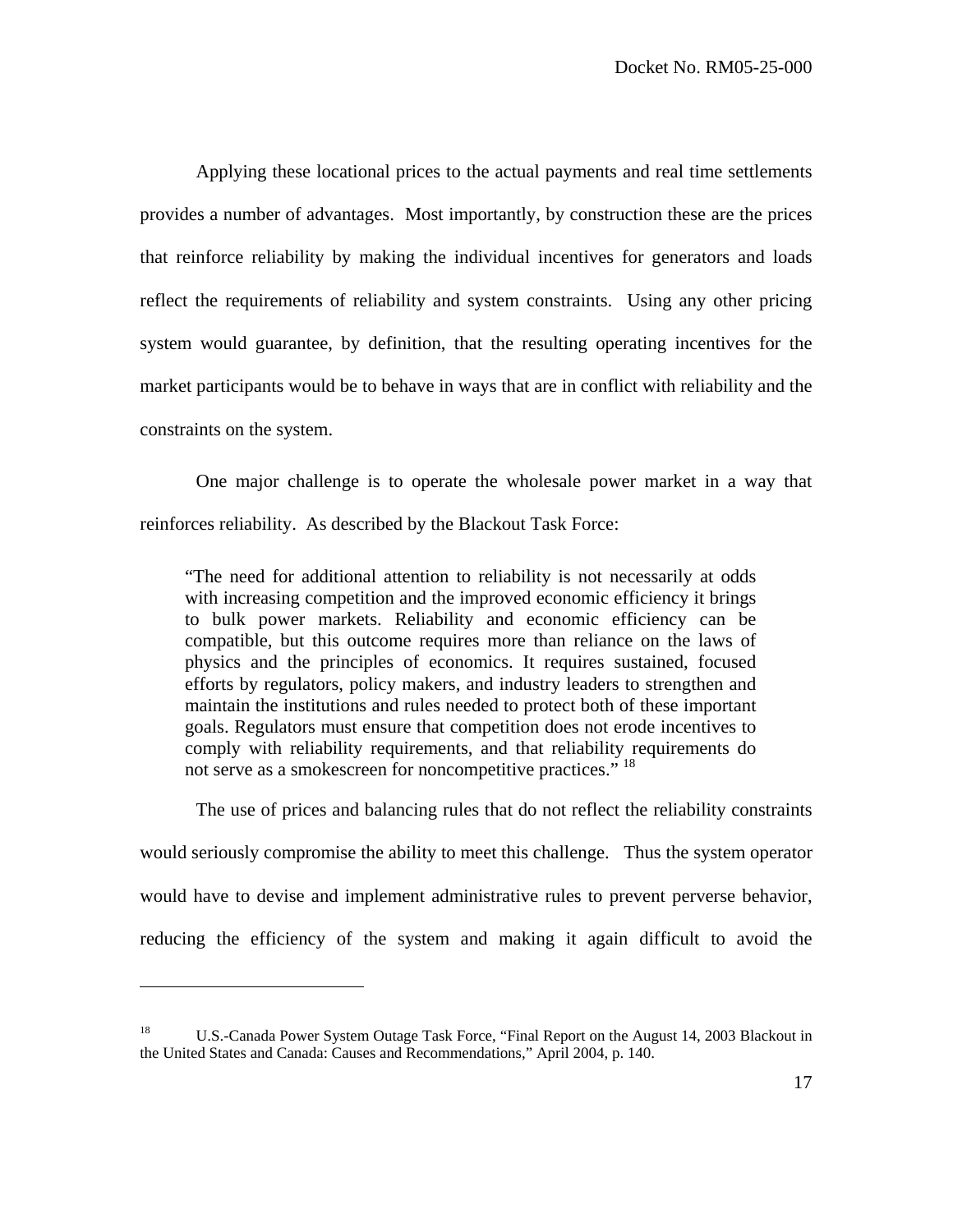Applying these locational prices to the actual payments and real time settlements provides a number of advantages. Most importantly, by construction these are the prices that reinforce reliability by making the individual incentives for generators and loads reflect the requirements of reliability and system constraints. Using any other pricing system would guarantee, by definition, that the resulting operating incentives for the market participants would be to behave in ways that are in conflict with reliability and the constraints on the system.

One major challenge is to operate the wholesale power market in a way that reinforces reliability. As described by the Blackout Task Force:

> "The need for additional attention to reliability is not necessarily at odds with increasing competition and the improved economic efficiency it brings to bulk power markets. Reliability and economic efficiency can be compatible, but this outcome requires more than reliance on the laws of physics and the principles of economics. It requires sustained, focused efforts by regulators, policy makers, and industry leaders to strengthen and maintain the institutions and rules needed to protect both of these important goals. Regulators must ensure that competition does not erode incentives to comply with reliability requirements, and that reliability requirements do not serve as a smokescreen for noncompetitive practices." [18]

The use of prices and balancing rules that do not reflect the reliability constraints would seriously compromise the ability to meet this challenge. Thus the system operator would have to devise and implement administrative rules to prevent perverse behavior, reducing the efficiency of the system and making it again difficult to avoid the

---

[18] U.S.-Canada Power System Outage Task Force, "Final Report on the August 14, 2003 Blackout in the United States and Canada: Causes and Recommendations," April 2004, p. 140.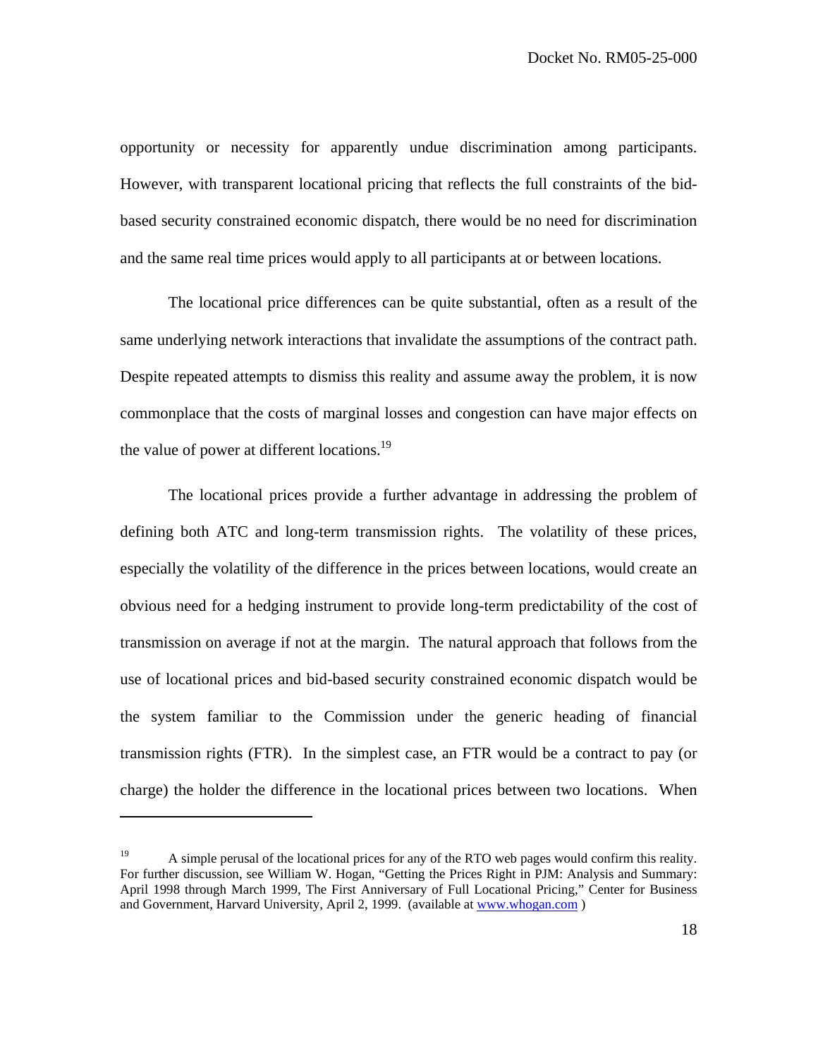opportunity or necessity for apparently undue discrimination among participants. However, with transparent locational pricing that reflects the full constraints of the bid-based security constrained economic dispatch, there would be no need for discrimination and the same real time prices would apply to all participants at or between locations.

The locational price differences can be quite substantial, often as a result of the same underlying network interactions that invalidate the assumptions of the contract path. Despite repeated attempts to dismiss this reality and assume away the problem, it is now commonplace that the costs of marginal losses and congestion can have major effects on the value of power at different locations.[19]

The locational prices provide a further advantage in addressing the problem of defining both ATC and long-term transmission rights. The volatility of these prices, especially the volatility of the difference in the prices between locations, would create an obvious need for a hedging instrument to provide long-term predictability of the cost of transmission on average if not at the margin. The natural approach that follows from the use of locational prices and bid-based security constrained economic dispatch would be the system familiar to the Commission under the generic heading of financial transmission rights (FTR). In the simplest case, an FTR would be a contract to pay (or charge) the holder the difference in the locational prices between two locations. When

---

[19] A simple perusal of the locational prices for any of the RTO web pages would confirm this reality. For further discussion, see William W. Hogan, "Getting the Prices Right in PJM: Analysis and Summary: April 1998 through March 1999, The First Anniversary of Full Locational Pricing," Center for Business and Government, Harvard University, April 2, 1999. (available at www.whogan.com )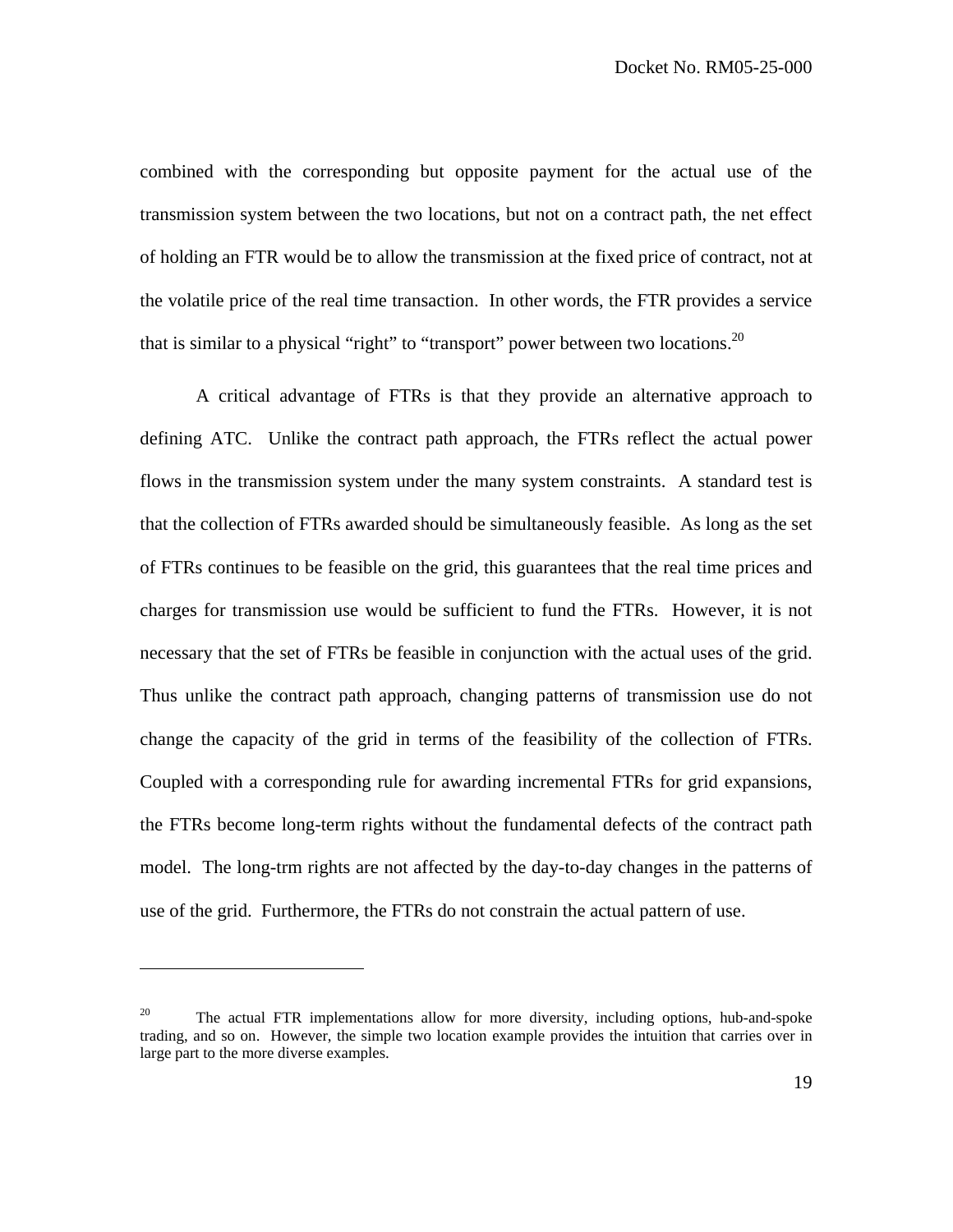combined with the corresponding but opposite payment for the actual use of the transmission system between the two locations, but not on a contract path, the net effect of holding an FTR would be to allow the transmission at the fixed price of contract, not at the volatile price of the real time transaction. In other words, the FTR provides a service that is similar to a physical "right" to "transport" power between two locations.[20]

A critical advantage of FTRs is that they provide an alternative approach to defining ATC. Unlike the contract path approach, the FTRs reflect the actual power flows in the transmission system under the many system constraints. A standard test is that the collection of FTRs awarded should be simultaneously feasible. As long as the set of FTRs continues to be feasible on the grid, this guarantees that the real time prices and charges for transmission use would be sufficient to fund the FTRs. However, it is not necessary that the set of FTRs be feasible in conjunction with the actual uses of the grid. Thus unlike the contract path approach, changing patterns of transmission use do not change the capacity of the grid in terms of the feasibility of the collection of FTRs. Coupled with a corresponding rule for awarding incremental FTRs for grid expansions, the FTRs become long-term rights without the fundamental defects of the contract path model. The long-trm rights are not affected by the day-to-day changes in the patterns of use of the grid. Furthermore, the FTRs do not constrain the actual pattern of use.

---

[20] The actual FTR implementations allow for more diversity, including options, hub-and-spoke trading, and so on. However, the simple two location example provides the intuition that carries over in large part to the more diverse examples.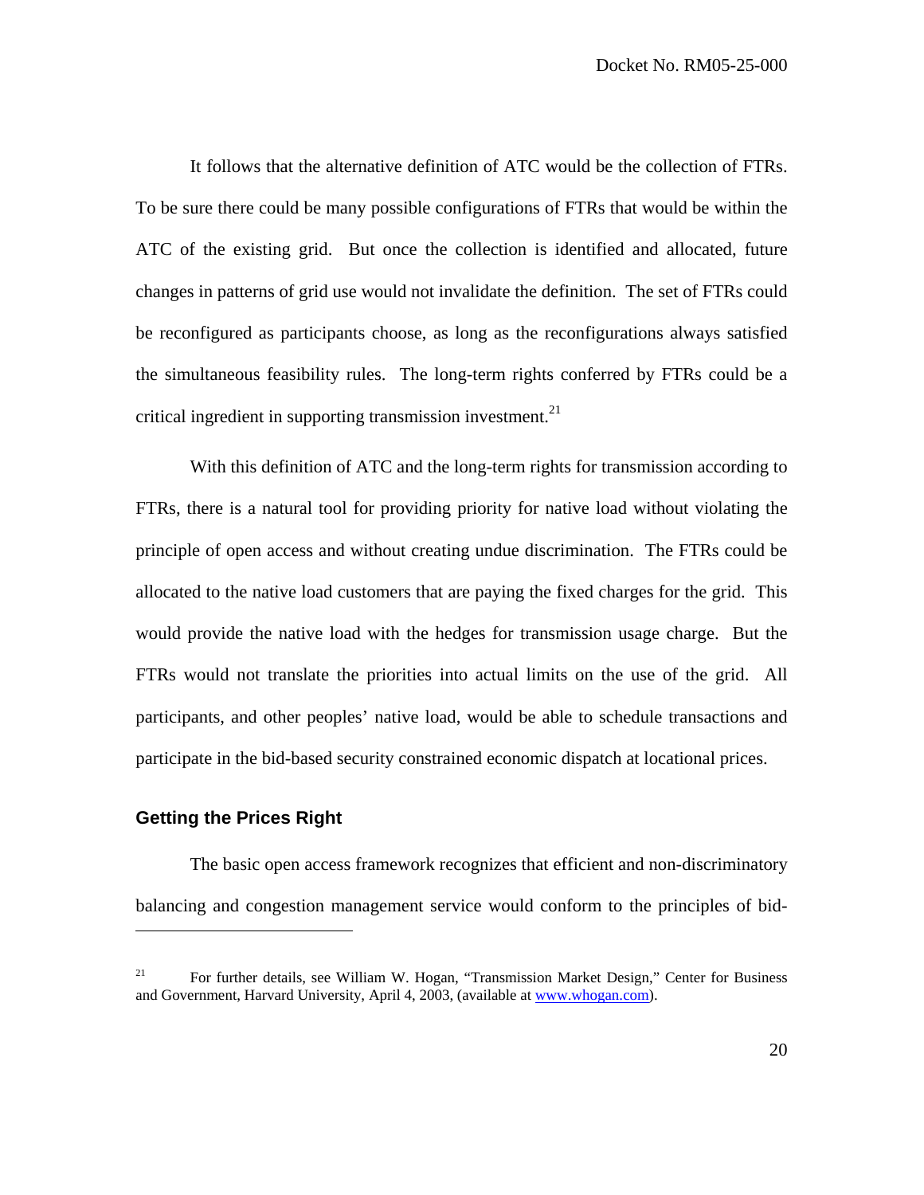It follows that the alternative definition of ATC would be the collection of FTRs. To be sure there could be many possible configurations of FTRs that would be within the ATC of the existing grid. But once the collection is identified and allocated, future changes in patterns of grid use would not invalidate the definition. The set of FTRs could be reconfigured as participants choose, as long as the reconfigurations always satisfied the simultaneous feasibility rules. The long-term rights conferred by FTRs could be a critical ingredient in supporting transmission investment.[21]

With this definition of ATC and the long-term rights for transmission according to FTRs, there is a natural tool for providing priority for native load without violating the principle of open access and without creating undue discrimination. The FTRs could be allocated to the native load customers that are paying the fixed charges for the grid. This would provide the native load with the hedges for transmission usage charge. But the FTRs would not translate the priorities into actual limits on the use of the grid. All participants, and other peoples' native load, would be able to schedule transactions and participate in the bid-based security constrained economic dispatch at locational prices.

## Getting the Prices Right

The basic open access framework recognizes that efficient and non-discriminatory balancing and congestion management service would conform to the principles of bid-

---

[21] For further details, see William W. Hogan, "Transmission Market Design," Center for Business and Government, Harvard University, April 4, 2003, (available at www.whogan.com).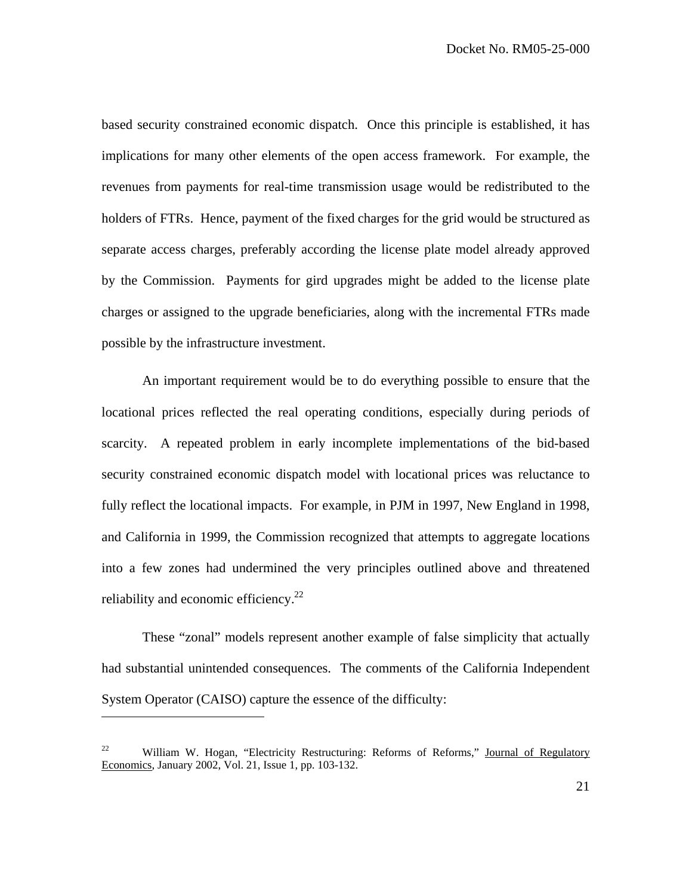based security constrained economic dispatch. Once this principle is established, it has implications for many other elements of the open access framework. For example, the revenues from payments for real-time transmission usage would be redistributed to the holders of FTRs. Hence, payment of the fixed charges for the grid would be structured as separate access charges, preferably according the license plate model already approved by the Commission. Payments for gird upgrades might be added to the license plate charges or assigned to the upgrade beneficiaries, along with the incremental FTRs made possible by the infrastructure investment.

An important requirement would be to do everything possible to ensure that the locational prices reflected the real operating conditions, especially during periods of scarcity. A repeated problem in early incomplete implementations of the bid-based security constrained economic dispatch model with locational prices was reluctance to fully reflect the locational impacts. For example, in PJM in 1997, New England in 1998, and California in 1999, the Commission recognized that attempts to aggregate locations into a few zones had undermined the very principles outlined above and threatened reliability and economic efficiency.[22]

These "zonal" models represent another example of false simplicity that actually had substantial unintended consequences. The comments of the California Independent System Operator (CAISO) capture the essence of the difficulty:

---

[22] William W. Hogan, "Electricity Restructuring: Reforms of Reforms," Journal of Regulatory Economics, January 2002, Vol. 21, Issue 1, pp. 103-132.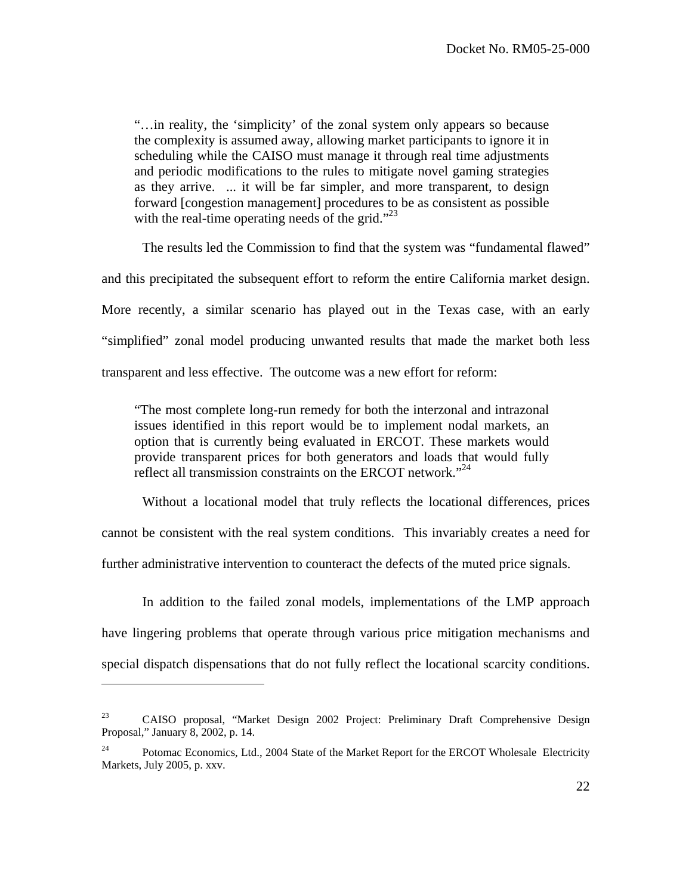> "…in reality, the 'simplicity' of the zonal system only appears so because the complexity is assumed away, allowing market participants to ignore it in scheduling while the CAISO must manage it through real time adjustments and periodic modifications to the rules to mitigate novel gaming strategies as they arrive. ... it will be far simpler, and more transparent, to design forward [congestion management] procedures to be as consistent as possible with the real-time operating needs of the grid."[23]

The results led the Commission to find that the system was "fundamental flawed" and this precipitated the subsequent effort to reform the entire California market design. More recently, a similar scenario has played out in the Texas case, with an early "simplified" zonal model producing unwanted results that made the market both less transparent and less effective. The outcome was a new effort for reform:

> "The most complete long-run remedy for both the interzonal and intrazonal issues identified in this report would be to implement nodal markets, an option that is currently being evaluated in ERCOT. These markets would provide transparent prices for both generators and loads that would fully reflect all transmission constraints on the ERCOT network."[24]

Without a locational model that truly reflects the locational differences, prices cannot be consistent with the real system conditions. This invariably creates a need for further administrative intervention to counteract the defects of the muted price signals.

In addition to the failed zonal models, implementations of the LMP approach have lingering problems that operate through various price mitigation mechanisms and special dispatch dispensations that do not fully reflect the locational scarcity conditions.

---

[23] CAISO proposal, "Market Design 2002 Project: Preliminary Draft Comprehensive Design Proposal," January 8, 2002, p. 14.

[24] Potomac Economics, Ltd., 2004 State of the Market Report for the ERCOT Wholesale Electricity Markets, July 2005, p. xxv.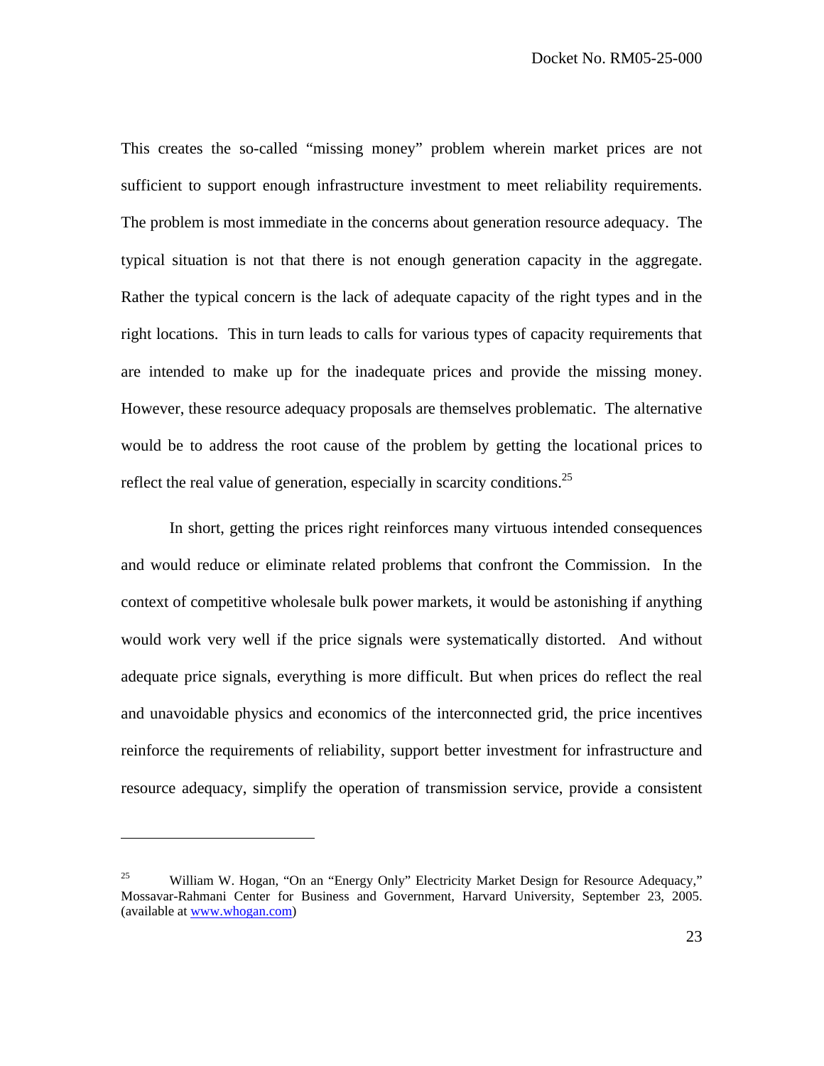This creates the so-called "missing money" problem wherein market prices are not sufficient to support enough infrastructure investment to meet reliability requirements. The problem is most immediate in the concerns about generation resource adequacy. The typical situation is not that there is not enough generation capacity in the aggregate. Rather the typical concern is the lack of adequate capacity of the right types and in the right locations. This in turn leads to calls for various types of capacity requirements that are intended to make up for the inadequate prices and provide the missing money. However, these resource adequacy proposals are themselves problematic. The alternative would be to address the root cause of the problem by getting the locational prices to reflect the real value of generation, especially in scarcity conditions.[25]

In short, getting the prices right reinforces many virtuous intended consequences and would reduce or eliminate related problems that confront the Commission. In the context of competitive wholesale bulk power markets, it would be astonishing if anything would work very well if the price signals were systematically distorted. And without adequate price signals, everything is more difficult. But when prices do reflect the real and unavoidable physics and economics of the interconnected grid, the price incentives reinforce the requirements of reliability, support better investment for infrastructure and resource adequacy, simplify the operation of transmission service, provide a consistent

---

[25] William W. Hogan, "On an "Energy Only" Electricity Market Design for Resource Adequacy," Mossavar-Rahmani Center for Business and Government, Harvard University, September 23, 2005. (available at www.whogan.com)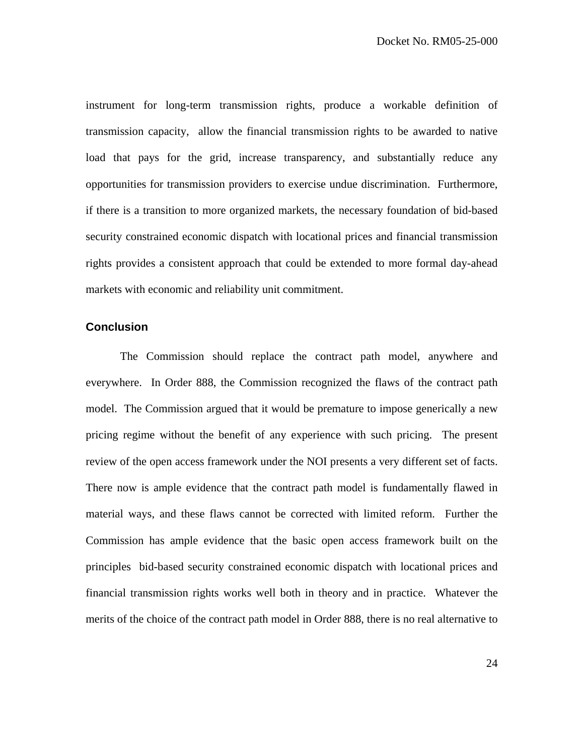instrument for long-term transmission rights, produce a workable definition of transmission capacity, allow the financial transmission rights to be awarded to native load that pays for the grid, increase transparency, and substantially reduce any opportunities for transmission providers to exercise undue discrimination. Furthermore, if there is a transition to more organized markets, the necessary foundation of bid-based security constrained economic dispatch with locational prices and financial transmission rights provides a consistent approach that could be extended to more formal day-ahead markets with economic and reliability unit commitment.

## Conclusion

The Commission should replace the contract path model, anywhere and everywhere. In Order 888, the Commission recognized the flaws of the contract path model. The Commission argued that it would be premature to impose generically a new pricing regime without the benefit of any experience with such pricing. The present review of the open access framework under the NOI presents a very different set of facts. There now is ample evidence that the contract path model is fundamentally flawed in material ways, and these flaws cannot be corrected with limited reform. Further the Commission has ample evidence that the basic open access framework built on the principles bid-based security constrained economic dispatch with locational prices and financial transmission rights works well both in theory and in practice. Whatever the merits of the choice of the contract path model in Order 888, there is no real alternative to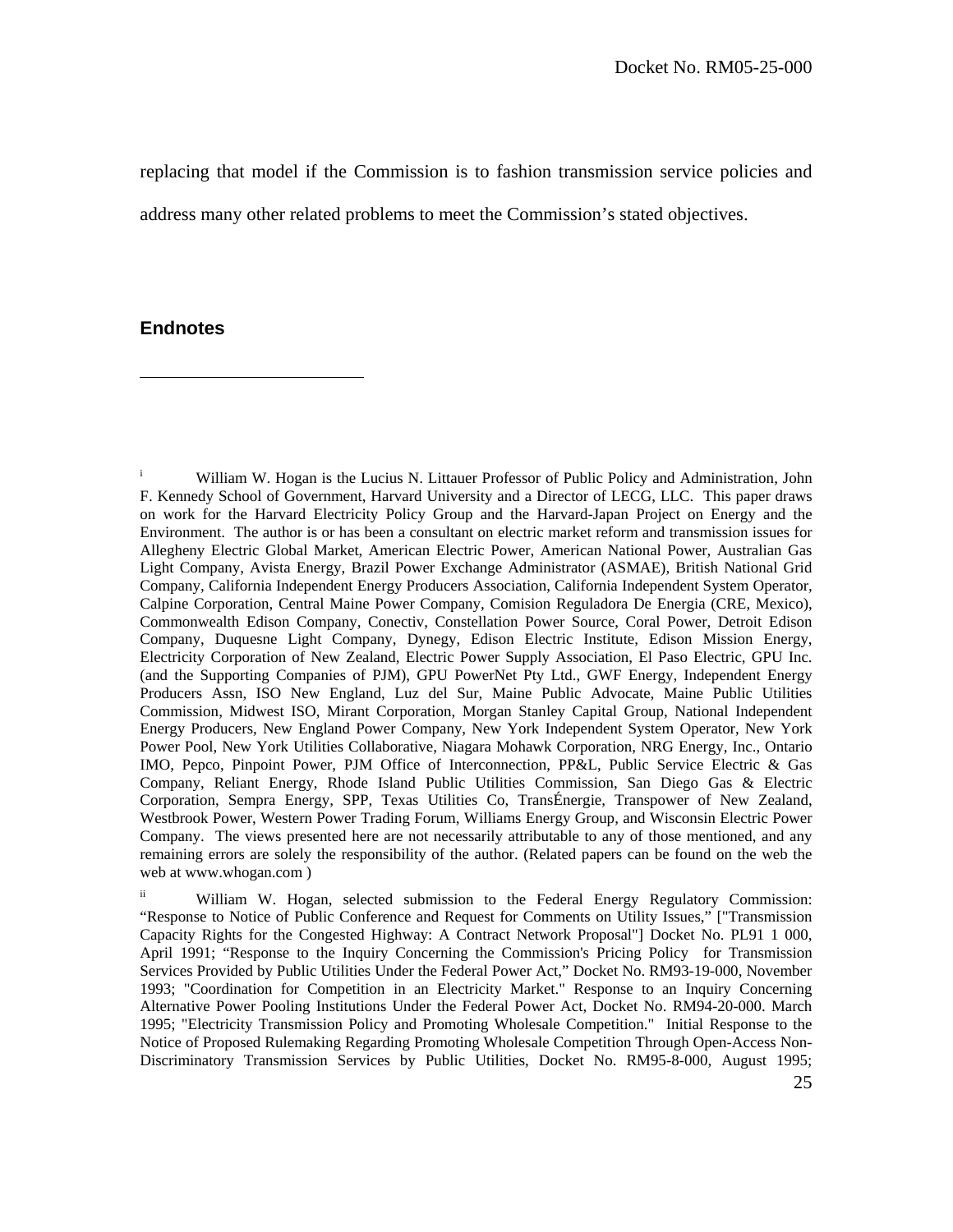replacing that model if the Commission is to fashion transmission service policies and address many other related problems to meet the Commission's stated objectives.

## Endnotes

---

[i] William W. Hogan is the Lucius N. Littauer Professor of Public Policy and Administration, John F. Kennedy School of Government, Harvard University and a Director of LECG, LLC. This paper draws on work for the Harvard Electricity Policy Group and the Harvard-Japan Project on Energy and the Environment. The author is or has been a consultant on electric market reform and transmission issues for Allegheny Electric Global Market, American Electric Power, American National Power, Australian Gas Light Company, Avista Energy, Brazil Power Exchange Administrator (ASMAE), British National Grid Company, California Independent Energy Producers Association, California Independent System Operator, Calpine Corporation, Central Maine Power Company, Comision Reguladora De Energia (CRE, Mexico), Commonwealth Edison Company, Conectiv, Constellation Power Source, Coral Power, Detroit Edison Company, Duquesne Light Company, Dynegy, Edison Electric Institute, Edison Mission Energy, Electricity Corporation of New Zealand, Electric Power Supply Association, El Paso Electric, GPU Inc. (and the Supporting Companies of PJM), GPU PowerNet Pty Ltd., GWF Energy, Independent Energy Producers Assn, ISO New England, Luz del Sur, Maine Public Advocate, Maine Public Utilities Commission, Midwest ISO, Mirant Corporation, Morgan Stanley Capital Group, National Independent Energy Producers, New England Power Company, New York Independent System Operator, New York Power Pool, New York Utilities Collaborative, Niagara Mohawk Corporation, NRG Energy, Inc., Ontario IMO, Pepco, Pinpoint Power, PJM Office of Interconnection, PP&L, Public Service Electric & Gas Company, Reliant Energy, Rhode Island Public Utilities Commission, San Diego Gas & Electric Corporation, Sempra Energy, SPP, Texas Utilities Co, TransÉnergie, Transpower of New Zealand, Westbrook Power, Western Power Trading Forum, Williams Energy Group, and Wisconsin Electric Power Company. The views presented here are not necessarily attributable to any of those mentioned, and any remaining errors are solely the responsibility of the author. (Related papers can be found on the web the web at www.whogan.com )

[ii] William W. Hogan, selected submission to the Federal Energy Regulatory Commission: "Response to Notice of Public Conference and Request for Comments on Utility Issues," ["Transmission Capacity Rights for the Congested Highway: A Contract Network Proposal"] Docket No. PL91 1 000, April 1991; "Response to the Inquiry Concerning the Commission's Pricing Policy for Transmission Services Provided by Public Utilities Under the Federal Power Act," Docket No. RM93-19-000, November 1993; "Coordination for Competition in an Electricity Market." Response to an Inquiry Concerning Alternative Power Pooling Institutions Under the Federal Power Act, Docket No. RM94-20-000. March 1995; "Electricity Transmission Policy and Promoting Wholesale Competition." Initial Response to the Notice of Proposed Rulemaking Regarding Promoting Wholesale Competition Through Open-Access Non-Discriminatory Transmission Services by Public Utilities, Docket No. RM95-8-000, August 1995;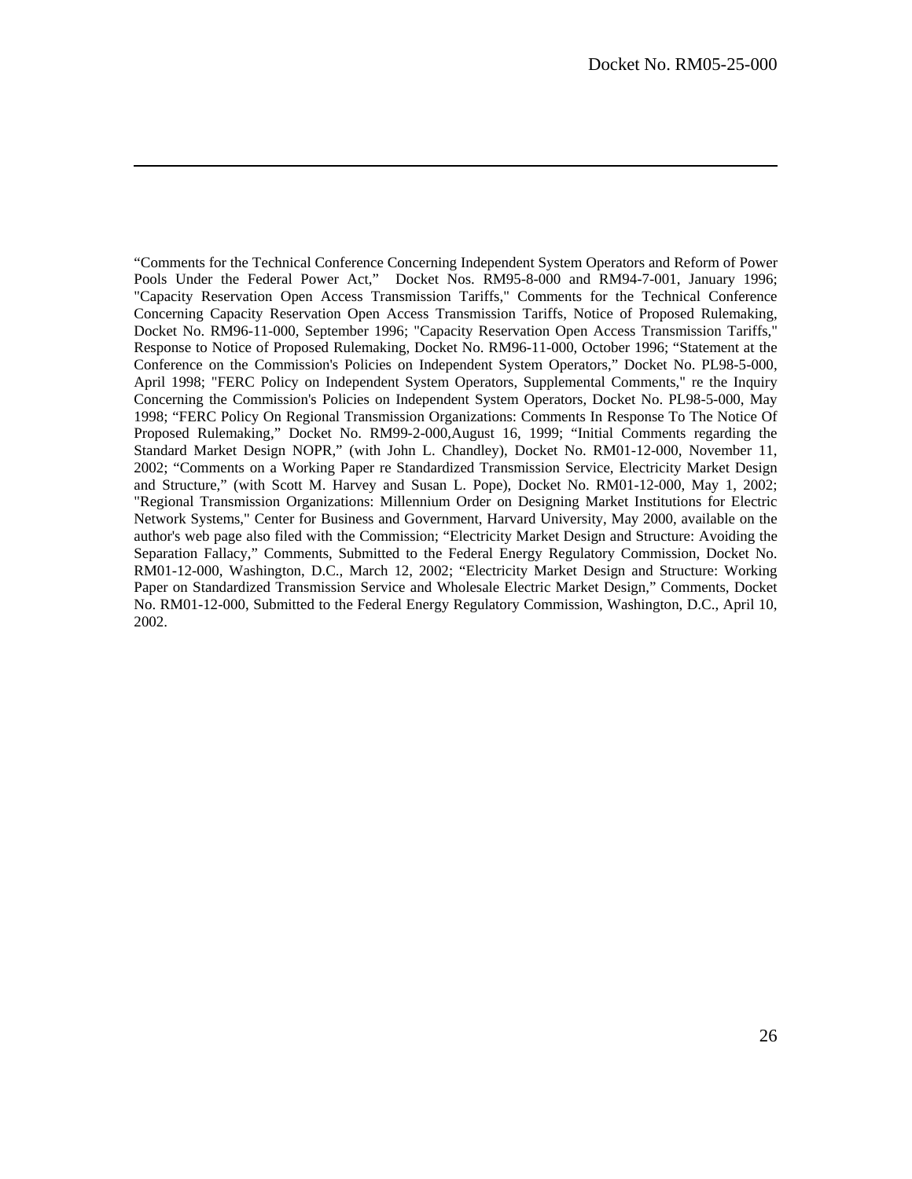"Comments for the Technical Conference Concerning Independent System Operators and Reform of Power Pools Under the Federal Power Act," Docket Nos. RM95-8-000 and RM94-7-001, January 1996; "Capacity Reservation Open Access Transmission Tariffs," Comments for the Technical Conference Concerning Capacity Reservation Open Access Transmission Tariffs, Notice of Proposed Rulemaking, Docket No. RM96-11-000, September 1996; "Capacity Reservation Open Access Transmission Tariffs," Response to Notice of Proposed Rulemaking, Docket No. RM96-11-000, October 1996; "Statement at the Conference on the Commission's Policies on Independent System Operators," Docket No. PL98-5-000, April 1998; "FERC Policy on Independent System Operators, Supplemental Comments," re the Inquiry Concerning the Commission's Policies on Independent System Operators, Docket No. PL98-5-000, May 1998; "FERC Policy On Regional Transmission Organizations: Comments In Response To The Notice Of Proposed Rulemaking," Docket No. RM99-2-000,August 16, 1999; "Initial Comments regarding the Standard Market Design NOPR," (with John L. Chandley), Docket No. RM01-12-000, November 11, 2002; "Comments on a Working Paper re Standardized Transmission Service, Electricity Market Design and Structure," (with Scott M. Harvey and Susan L. Pope), Docket No. RM01-12-000, May 1, 2002; "Regional Transmission Organizations: Millennium Order on Designing Market Institutions for Electric Network Systems," Center for Business and Government, Harvard University, May 2000, available on the author's web page also filed with the Commission; "Electricity Market Design and Structure: Avoiding the Separation Fallacy," Comments, Submitted to the Federal Energy Regulatory Commission, Docket No. RM01-12-000, Washington, D.C., March 12, 2002; "Electricity Market Design and Structure: Working Paper on Standardized Transmission Service and Wholesale Electric Market Design," Comments, Docket No. RM01-12-000, Submitted to the Federal Energy Regulatory Commission, Washington, D.C., April 10, 2002.